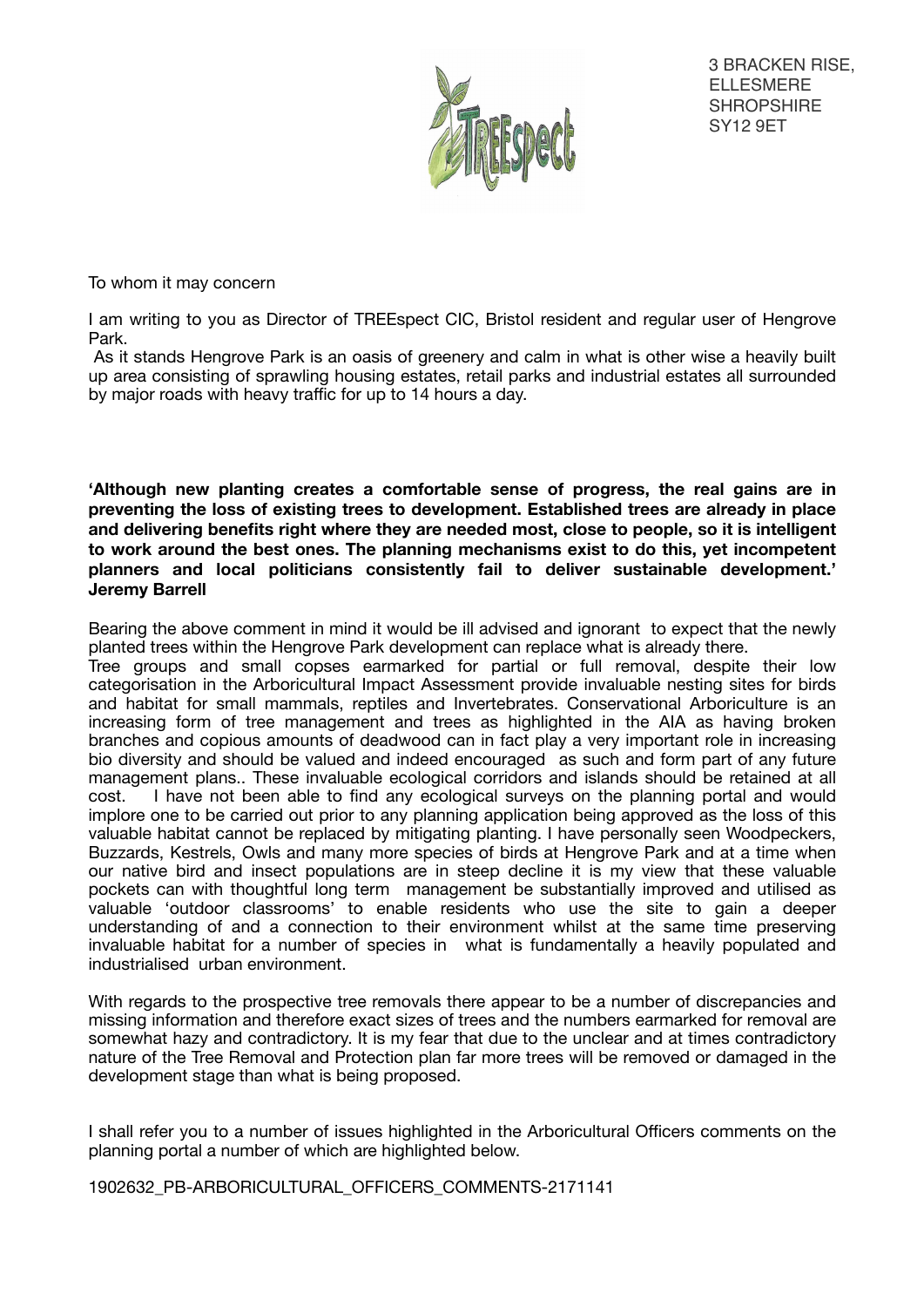3 BRACKEN RISE,
ELLESMERE
SHROPSHIRE
SY12 9ET

To whom it may concern

I am writing to you as Director of TREEspect CIC, Bristol resident and regular user of Hengrove Park.

As it stands Hengrove Park is an oasis of greenery and calm in what is other wise a heavily built up area consisting of sprawling housing estates, retail parks and industrial estates all surrounded by major roads with heavy traffic for up to 14 hours a day.

**'Although new planting creates a comfortable sense of progress, the real gains are in preventing the loss of existing trees to development. Established trees are already in place and delivering benefits right where they are needed most, close to people, so it is intelligent to work around the best ones. The planning mechanisms exist to do this, yet incompetent planners and local politicians consistently fail to deliver sustainable development.' Jeremy Barrell**

Bearing the above comment in mind it would be ill advised and ignorant to expect that the newly planted trees within the Hengrove Park development can replace what is already there.

Tree groups and small copses earmarked for partial or full removal, despite their low categorisation in the Arboricultural Impact Assessment provide invaluable nesting sites for birds and habitat for small mammals, reptiles and Invertebrates. Conservational Arboriculture is an increasing form of tree management and trees as highlighted in the AIA as having broken branches and copious amounts of deadwood can in fact play a very important role in increasing bio diversity and should be valued and indeed encouraged as such and form part of any future management plans.. These invaluable ecological corridors and islands should be retained at all cost. I have not been able to find any ecological surveys on the planning portal and would implore one to be carried out prior to any planning application being approved as the loss of this valuable habitat cannot be replaced by mitigating planting. I have personally seen Woodpeckers, Buzzards, Kestrels, Owls and many more species of birds at Hengrove Park and at a time when our native bird and insect populations are in steep decline it is my view that these valuable pockets can with thoughtful long term management be substantially improved and utilised as valuable 'outdoor classrooms' to enable residents who use the site to gain a deeper understanding of and a connection to their environment whilst at the same time preserving invaluable habitat for a number of species in what is fundamentally a heavily populated and industrialised urban environment.

With regards to the prospective tree removals there appear to be a number of discrepancies and missing information and therefore exact sizes of trees and the numbers earmarked for removal are somewhat hazy and contradictory. It is my fear that due to the unclear and at times contradictory nature of the Tree Removal and Protection plan far more trees will be removed or damaged in the development stage than what is being proposed.

I shall refer you to a number of issues highlighted in the Arboricultural Officers comments on the planning portal a number of which are highlighted below.

1902632_PB-ARBORICULTURAL_OFFICERS_COMMENTS-2171141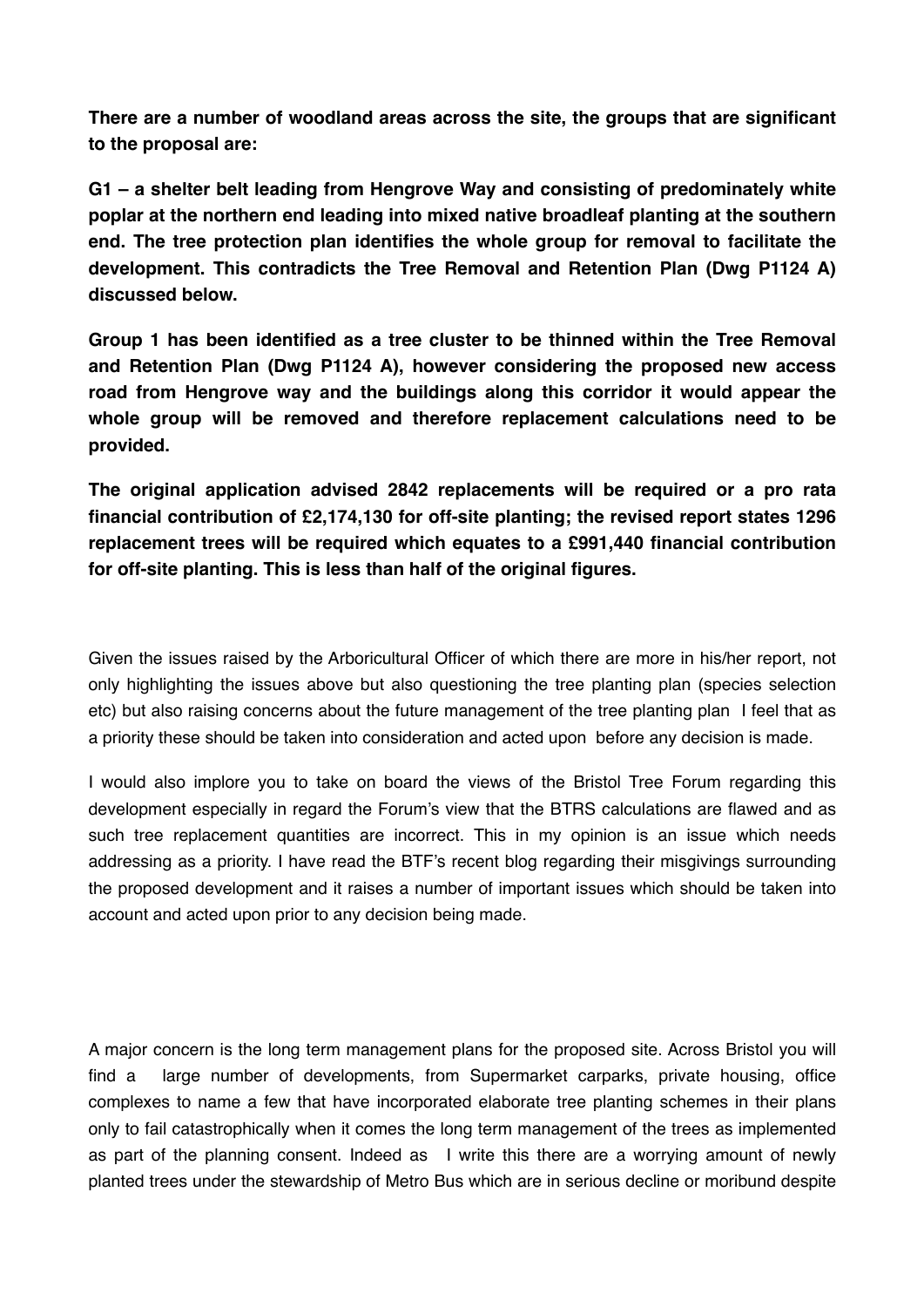**There are a number of woodland areas across the site, the groups that are significant to the proposal are:**

**G1 – a shelter belt leading from Hengrove Way and consisting of predominately white poplar at the northern end leading into mixed native broadleaf planting at the southern end. The tree protection plan identifies the whole group for removal to facilitate the development. This contradicts the Tree Removal and Retention Plan (Dwg P1124 A) discussed below.**

**Group 1 has been identified as a tree cluster to be thinned within the Tree Removal and Retention Plan (Dwg P1124 A), however considering the proposed new access road from Hengrove way and the buildings along this corridor it would appear the whole group will be removed and therefore replacement calculations need to be provided.**

**The original application advised 2842 replacements will be required or a pro rata financial contribution of £2,174,130 for off-site planting; the revised report states 1296 replacement trees will be required which equates to a £991,440 financial contribution for off-site planting. This is less than half of the original figures.**

Given the issues raised by the Arboricultural Officer of which there are more in his/her report, not only highlighting the issues above but also questioning the tree planting plan (species selection etc) but also raising concerns about the future management of the tree planting plan I feel that as a priority these should be taken into consideration and acted upon before any decision is made.

I would also implore you to take on board the views of the Bristol Tree Forum regarding this development especially in regard the Forum's view that the BTRS calculations are flawed and as such tree replacement quantities are incorrect. This in my opinion is an issue which needs addressing as a priority. I have read the BTF's recent blog regarding their misgivings surrounding the proposed development and it raises a number of important issues which should be taken into account and acted upon prior to any decision being made.

A major concern is the long term management plans for the proposed site. Across Bristol you will find a large number of developments, from Supermarket carparks, private housing, office complexes to name a few that have incorporated elaborate tree planting schemes in their plans only to fail catastrophically when it comes the long term management of the trees as implemented as part of the planning consent. Indeed as I write this there are a worrying amount of newly planted trees under the stewardship of Metro Bus which are in serious decline or moribund despite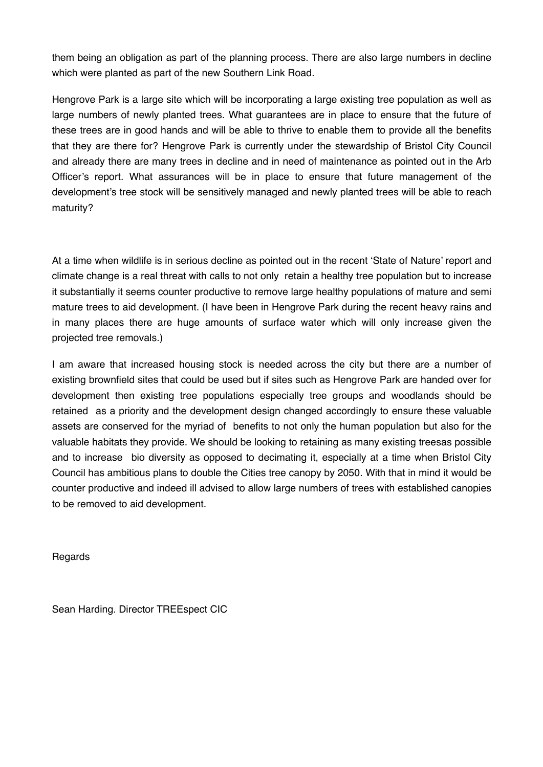them being an obligation as part of the planning process. There are also large numbers in decline which were planted as part of the new Southern Link Road.

Hengrove Park is a large site which will be incorporating a large existing tree population as well as large numbers of newly planted trees. What guarantees are in place to ensure that the future of these trees are in good hands and will be able to thrive to enable them to provide all the benefits that they are there for? Hengrove Park is currently under the stewardship of Bristol City Council and already there are many trees in decline and in need of maintenance as pointed out in the Arb Officer's report. What assurances will be in place to ensure that future management of the development's tree stock will be sensitively managed and newly planted trees will be able to reach maturity?

At a time when wildlife is in serious decline as pointed out in the recent 'State of Nature' report and climate change is a real threat with calls to not only retain a healthy tree population but to increase it substantially it seems counter productive to remove large healthy populations of mature and semi mature trees to aid development. (I have been in Hengrove Park during the recent heavy rains and in many places there are huge amounts of surface water which will only increase given the projected tree removals.)

I am aware that increased housing stock is needed across the city but there are a number of existing brownfield sites that could be used but if sites such as Hengrove Park are handed over for development then existing tree populations especially tree groups and woodlands should be retained as a priority and the development design changed accordingly to ensure these valuable assets are conserved for the myriad of benefits to not only the human population but also for the valuable habitats they provide. We should be looking to retaining as many existing treesas possible and to increase bio diversity as opposed to decimating it, especially at a time when Bristol City Council has ambitious plans to double the Cities tree canopy by 2050. With that in mind it would be counter productive and indeed ill advised to allow large numbers of trees with established canopies to be removed to aid development.

Regards

Sean Harding. Director TREEspect CIC